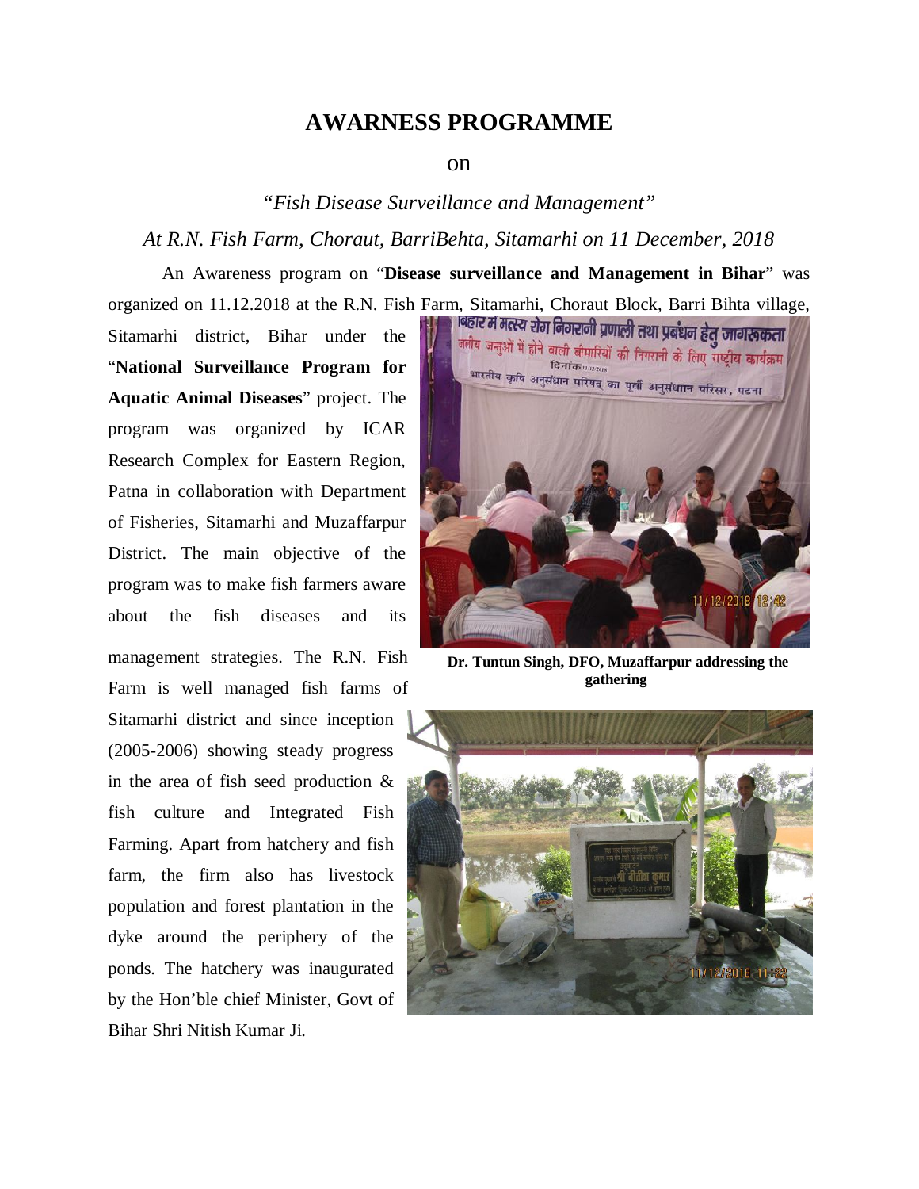## AWARNESS PROGRAMME

on

*"Fish Disease Surveillance and Management"*

*At R.N. Fish Farm, Choraut, BarriBehta, Sitamarhi on 11 December, 2018*

An Awareness program on "**Disease surveillance and Management in Bihar**" was organized on 11.12.2018 at the R.N. Fish Farm, Sitamarhi, Choraut Block, Barri Bihta village, Sitamarhi district, Bihar under the "**National Surveillance Program for Aquatic Animal Diseases**" project. The program was organized by ICAR Research Complex for Eastern Region, Patna in collaboration with Department of Fisheries, Sitamarhi and Muzaffarpur District. The main objective of the program was to make fish farmers aware about the fish diseases and its management strategies. The R.N. Fish Farm is well managed fish farms of Sitamarhi district and since inception (2005-2006) showing steady progress in the area of fish seed production & fish culture and Integrated Fish Farming. Apart from hatchery and fish farm, the firm also has livestock population and forest plantation in the dyke around the periphery of the ponds. The hatchery was inaugurated by the Hon'ble chief Minister, Govt of Bihar Shri Nitish Kumar Ji.

**Dr. Tuntun Singh, DFO, Muzaffarpur addressing the gathering**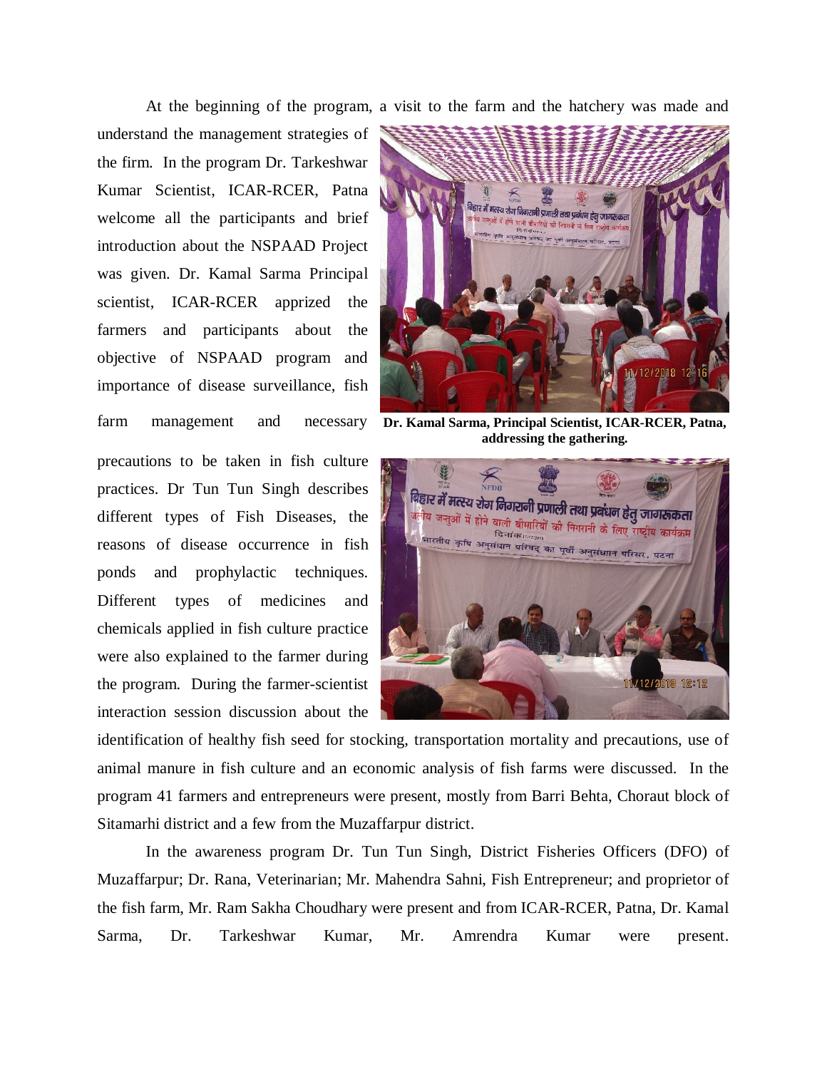At the beginning of the program, a visit to the farm and the hatchery was made and understand the management strategies of the firm. In the program Dr. Tarkeshwar Kumar Scientist, ICAR-RCER, Patna welcome all the participants and brief introduction about the NSPAAD Project was given. Dr. Kamal Sarma Principal scientist, ICAR-RCER apprized the farmers and participants about the objective of NSPAAD program and importance of disease surveillance, fish farm management and necessary precautions to be taken in fish culture practices. Dr Tun Tun Singh describes different types of Fish Diseases, the reasons of disease occurrence in fish ponds and prophylactic techniques. Different types of medicines and chemicals applied in fish culture practice were also explained to the farmer during the program. During the farmer-scientist interaction session discussion about the identification of healthy fish seed for stocking, transportation mortality and precautions, use of animal manure in fish culture and an economic analysis of fish farms were discussed. In the program 41 farmers and entrepreneurs were present, mostly from Barri Behta, Choraut block of Sitamarhi district and a few from the Muzaffarpur district.

**Dr. Kamal Sarma, Principal Scientist, ICAR-RCER, Patna, addressing the gathering.**

In the awareness program Dr. Tun Tun Singh, District Fisheries Officers (DFO) of Muzaffarpur; Dr. Rana, Veterinarian; Mr. Mahendra Sahni, Fish Entrepreneur; and proprietor of the fish farm, Mr. Ram Sakha Choudhary were present and from ICAR-RCER, Patna, Dr. Kamal Sarma, Dr. Tarkeshwar Kumar, Mr. Amrendra Kumar were present.